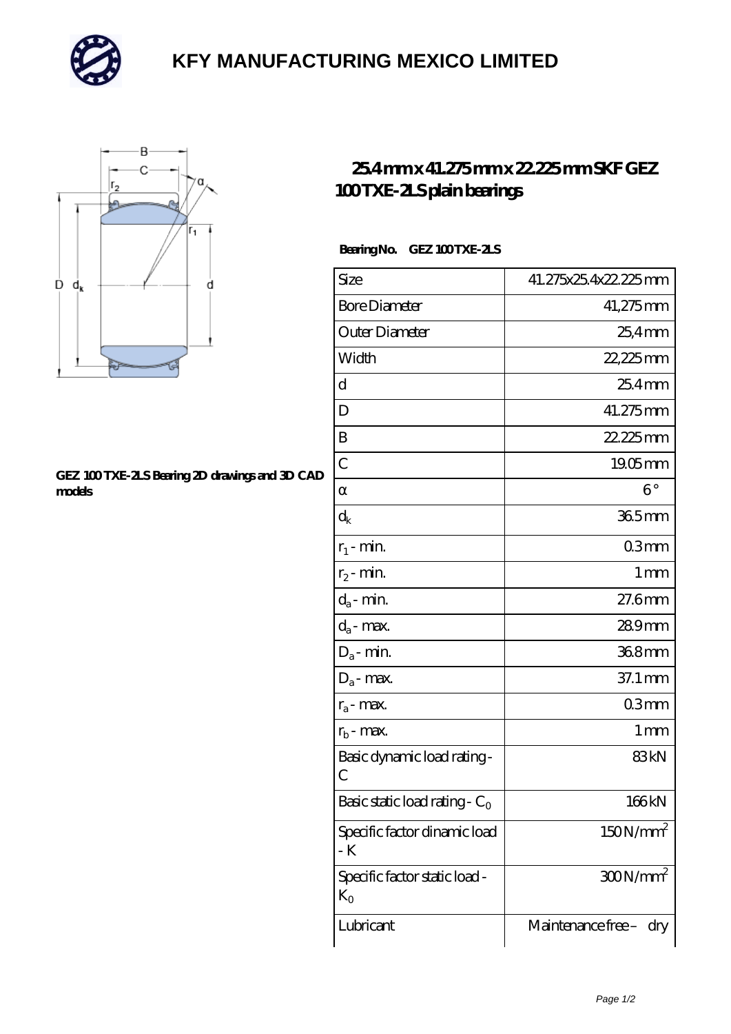# KFY MANUFACTURING MEXICO LIMITED

## 25.4 mm x 41.275 mm x 22.225 mm SKF GEZ 100 TXE-2LS plain bearings

GEZ 100 TXE-2LS Bearing 2D drawings and 3D CAD models

**Bearing No.** GEZ 100 TXE-2LS

| | |
|---|---|
| Size | 41.275x25.4x22.225 mm |
| Bore Diameter | 41,275 mm |
| Outer Diameter | 25,4 mm |
| Width | 22,225 mm |
| d | 25.4 mm |
| D | 41.275 mm |
| B | 22.225 mm |
| C | 19.05 mm |
| α | 6 ° |
| $d_k$ | 36.5 mm |
| $r_1$ - min. | 0.3 mm |
| $r_2$ - min. | 1 mm |
| $d_a$ - min. | 27.6 mm |
| $d_a$ - max. | 28.9 mm |
| $D_a$ - min. | 36.8 mm |
| $D_a$ - max. | 37.1 mm |
| $r_a$ - max. | 0.3 mm |
| $r_b$ - max. | 1 mm |
| Basic dynamic load rating - C | 83 kN |
| Basic static load rating - $C_0$ | 166 kN |
| Specific factor dinamic load - K | 150 N/mm$^2$ |
| Specific factor static load - $K_0$ | 300 N/mm$^2$ |
| Lubricant | Maintenance free – dry |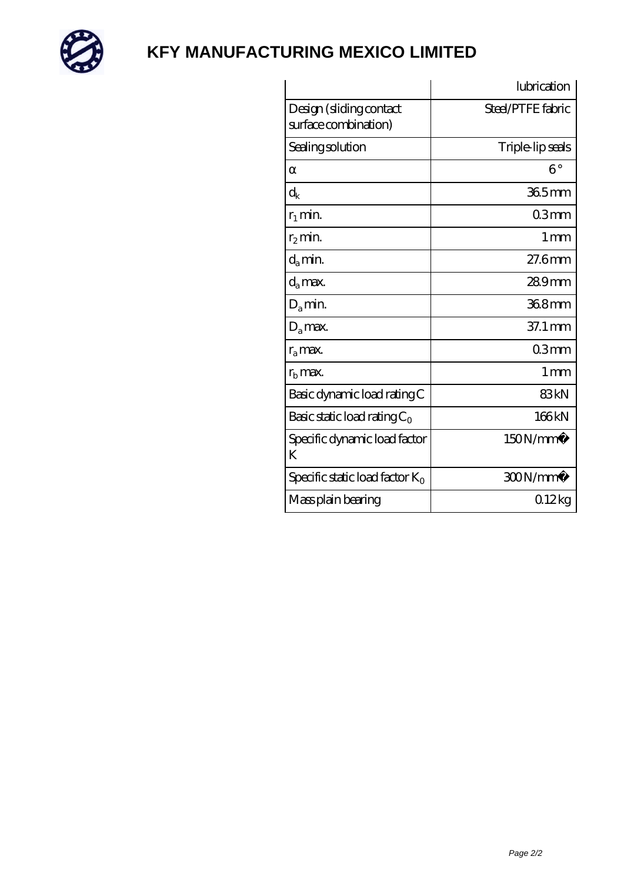# KFY MANUFACTURING MEXICO LIMITED

| | |
|---|---|
| | lubrication |
| Design (sliding contact surface combination) | Steel/PTFE fabric |
| Sealing solution | Triple-lip seals |
| α | 6° |
| $d_k$ | 36.5 mm |
| $r_1$ min. | 0.3 mm |
| $r_2$ min. | 1 mm |
| $d_a$ min. | 27.6 mm |
| $d_a$ max. | 28.9 mm |
| $D_a$ min. | 36.8 mm |
| $D_a$ max. | 37.1 mm |
| $r_a$ max. | 0.3 mm |
| $r_b$ max. | 1 mm |
| Basic dynamic load rating C | 83 kN |
| Basic static load rating $C_0$ | 166 kN |
| Specific dynamic load factor K | 150 N/mm� |
| Specific static load factor $K_0$ | 300 N/mm� |
| Mass plain bearing | 0.12 kg |